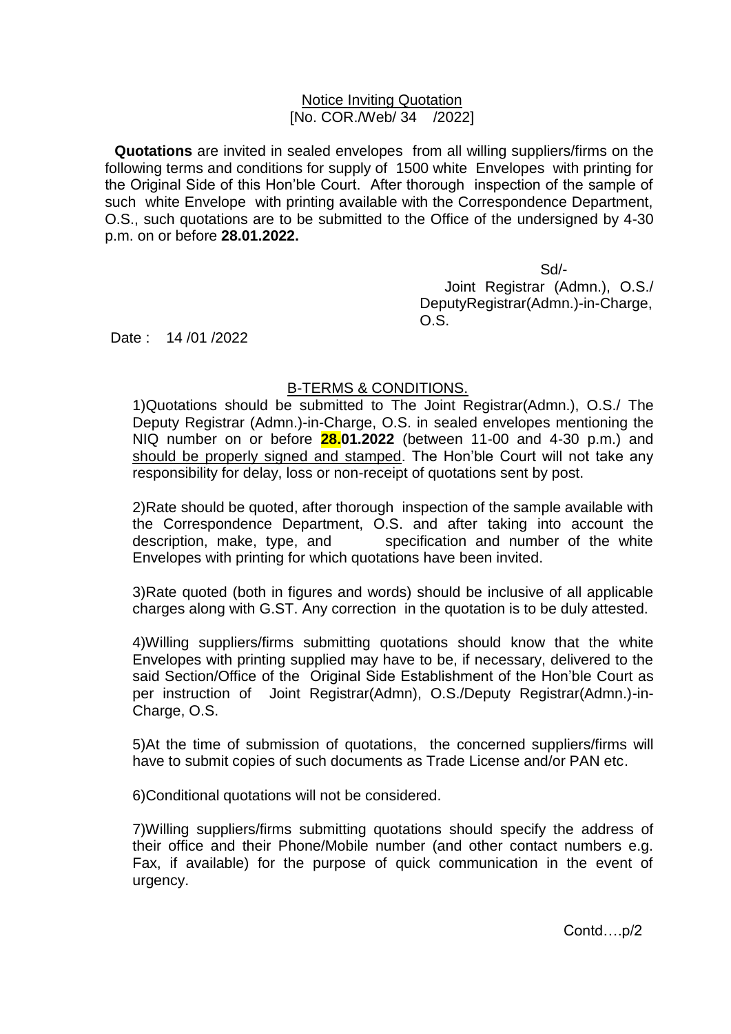Notice Inviting Quotation
[No. COR./Web/ 34 /2022]

**Quotations** are invited in sealed envelopes from all willing suppliers/firms on the following terms and conditions for supply of 1500 white Envelopes with printing for the Original Side of this Hon'ble Court. After thorough inspection of the sample of such white Envelope with printing available with the Correspondence Department, O.S., such quotations are to be submitted to the Office of the undersigned by 4-30 p.m. on or before **28.01.2022.**

Sd/-
Joint Registrar (Admn.), O.S./
DeputyRegistrar(Admn.)-in-Charge,
O.S.

Date : 14 /01 /2022

B-TERMS & CONDITIONS.

1)Quotations should be submitted to The Joint Registrar(Admn.), O.S./ The Deputy Registrar (Admn.)-in-Charge, O.S. in sealed envelopes mentioning the NIQ number on or before **28.01.2022** (between 11-00 and 4-30 p.m.) and should be properly signed and stamped. The Hon'ble Court will not take any responsibility for delay, loss or non-receipt of quotations sent by post.

2)Rate should be quoted, after thorough inspection of the sample available with the Correspondence Department, O.S. and after taking into account the description, make, type, and specification and number of the white Envelopes with printing for which quotations have been invited.

3)Rate quoted (both in figures and words) should be inclusive of all applicable charges along with G.ST. Any correction in the quotation is to be duly attested.

4)Willing suppliers/firms submitting quotations should know that the white Envelopes with printing supplied may have to be, if necessary, delivered to the said Section/Office of the Original Side Establishment of the Hon'ble Court as per instruction of Joint Registrar(Admn), O.S./Deputy Registrar(Admn.)-in-Charge, O.S.

5)At the time of submission of quotations, the concerned suppliers/firms will have to submit copies of such documents as Trade License and/or PAN etc.

6)Conditional quotations will not be considered.

7)Willing suppliers/firms submitting quotations should specify the address of their office and their Phone/Mobile number (and other contact numbers e.g. Fax, if available) for the purpose of quick communication in the event of urgency.

Contd….p/2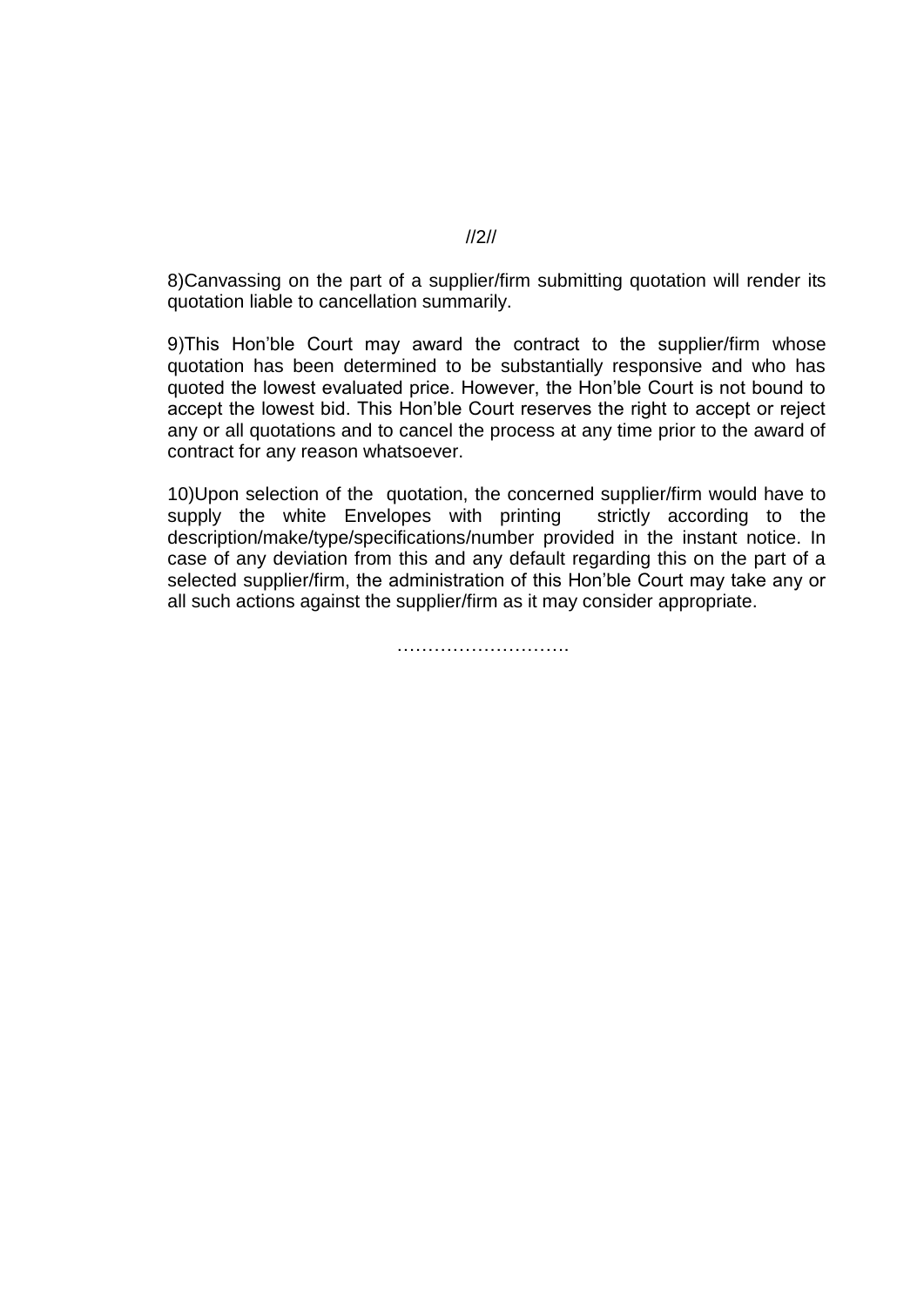8)Canvassing on the part of a supplier/firm submitting quotation will render its quotation liable to cancellation summarily.

9)This Hon'ble Court may award the contract to the supplier/firm whose quotation has been determined to be substantially responsive and who has quoted the lowest evaluated price. However, the Hon'ble Court is not bound to accept the lowest bid. This Hon'ble Court reserves the right to accept or reject any or all quotations and to cancel the process at any time prior to the award of contract for any reason whatsoever.

10)Upon selection of the quotation, the concerned supplier/firm would have to supply the white Envelopes with printing strictly according to the description/make/type/specifications/number provided in the instant notice. In case of any deviation from this and any default regarding this on the part of a selected supplier/firm, the administration of this Hon'ble Court may take any or all such actions against the supplier/firm as it may consider appropriate.

……………………….